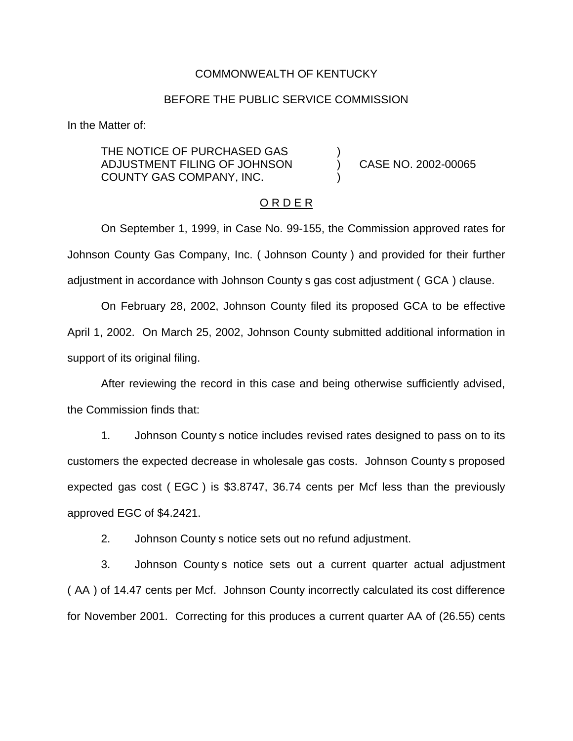COMMONWEALTH OF KENTUCKY

BEFORE THE PUBLIC SERVICE COMMISSION

In the Matter of:

THE NOTICE OF PURCHASED GAS ADJUSTMENT FILING OF JOHNSON COUNTY GAS COMPANY, INC. ) CASE NO. 2002-00065

O R D E R

On September 1, 1999, in Case No. 99-155, the Commission approved rates for Johnson County Gas Company, Inc. ( Johnson County ) and provided for their further adjustment in accordance with Johnson County s gas cost adjustment ( GCA ) clause.

On February 28, 2002, Johnson County filed its proposed GCA to be effective April 1, 2002. On March 25, 2002, Johnson County submitted additional information in support of its original filing.

After reviewing the record in this case and being otherwise sufficiently advised, the Commission finds that:

1. Johnson County s notice includes revised rates designed to pass on to its customers the expected decrease in wholesale gas costs. Johnson County s proposed expected gas cost ( EGC ) is $3.8747, 36.74 cents per Mcf less than the previously approved EGC of $4.2421.

2. Johnson County s notice sets out no refund adjustment.

3. Johnson County s notice sets out a current quarter actual adjustment ( AA ) of 14.47 cents per Mcf. Johnson County incorrectly calculated its cost difference for November 2001. Correcting for this produces a current quarter AA of (26.55) cents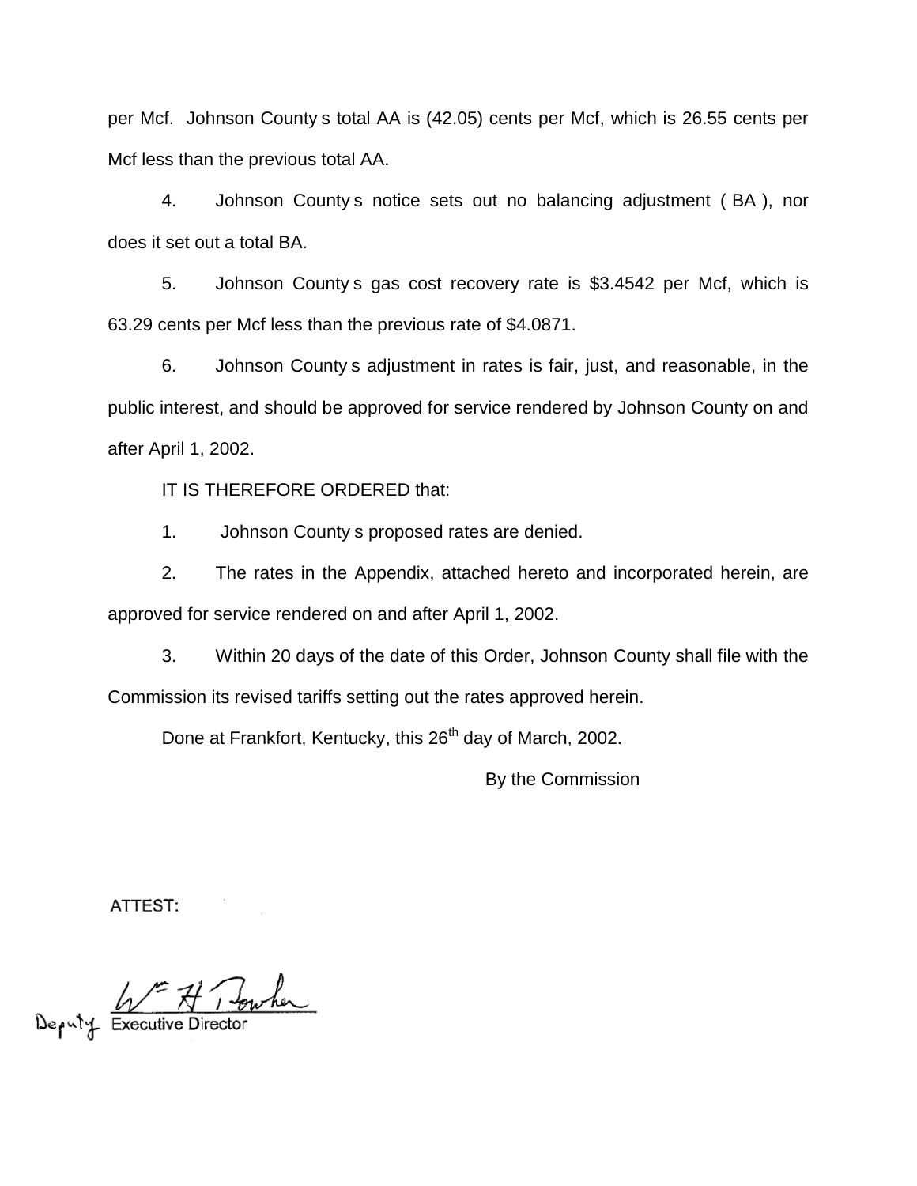per Mcf. Johnson County s total AA is (42.05) cents per Mcf, which is 26.55 cents per Mcf less than the previous total AA.

4. Johnson County s notice sets out no balancing adjustment ( BA ), nor does it set out a total BA.

5. Johnson County s gas cost recovery rate is $3.4542 per Mcf, which is 63.29 cents per Mcf less than the previous rate of $4.0871.

6. Johnson County s adjustment in rates is fair, just, and reasonable, in the public interest, and should be approved for service rendered by Johnson County on and after April 1, 2002.

IT IS THEREFORE ORDERED that:

1. Johnson County s proposed rates are denied.

2. The rates in the Appendix, attached hereto and incorporated herein, are approved for service rendered on and after April 1, 2002.

3. Within 20 days of the date of this Order, Johnson County shall file with the Commission its revised tariffs setting out the rates approved herein.

Done at Frankfort, Kentucky, this 26th day of March, 2002.

By the Commission

ATTEST:

Deputy Executive Director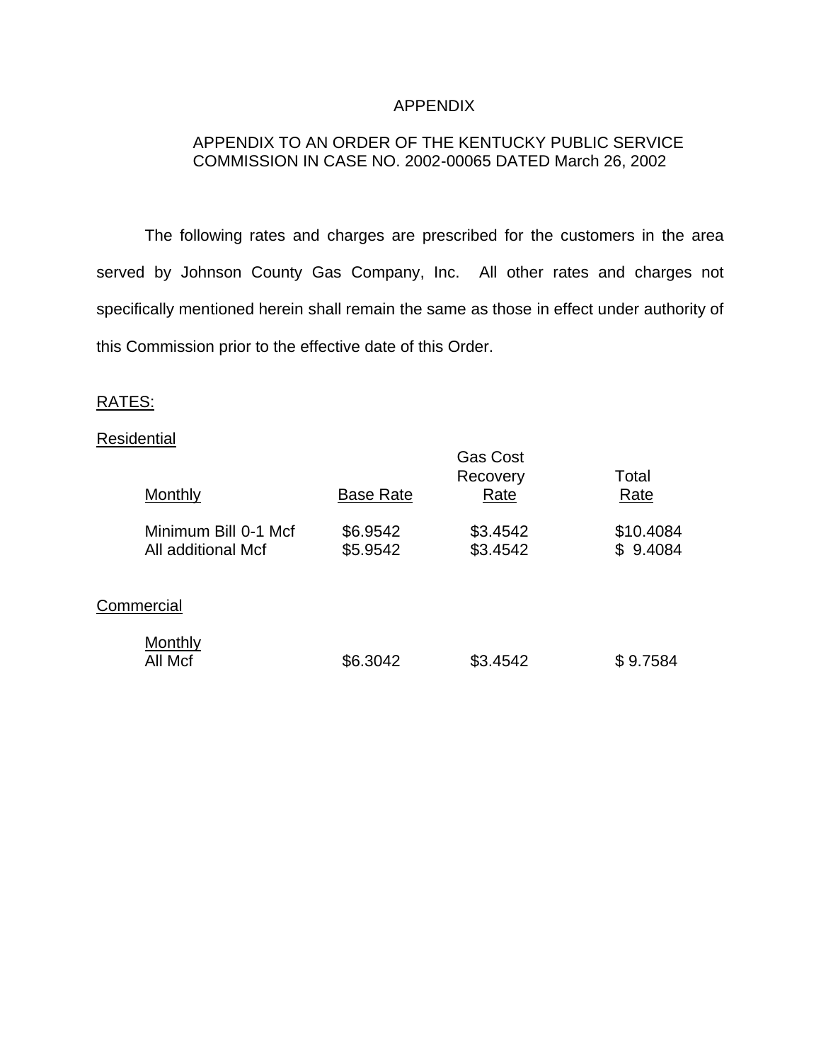APPENDIX

APPENDIX TO AN ORDER OF THE KENTUCKY PUBLIC SERVICE COMMISSION IN CASE NO. 2002-00065 DATED March 26, 2002

The following rates and charges are prescribed for the customers in the area served by Johnson County Gas Company, Inc. All other rates and charges not specifically mentioned herein shall remain the same as those in effect under authority of this Commission prior to the effective date of this Order.

RATES:

Residential

| Monthly | Base Rate | Gas Cost Recovery Rate | Total Rate |
|---|---|---|---|
| Minimum Bill 0-1 Mcf | $6.9542 | $3.4542 | $10.4084 |
| All additional Mcf | $5.9542 | $3.4542 | $ 9.4084 |

Commercial

| Monthly | Base Rate | Gas Cost Recovery Rate | Total Rate |
|---|---|---|---|
| All Mcf | $6.3042 | $3.4542 | $ 9.7584 |